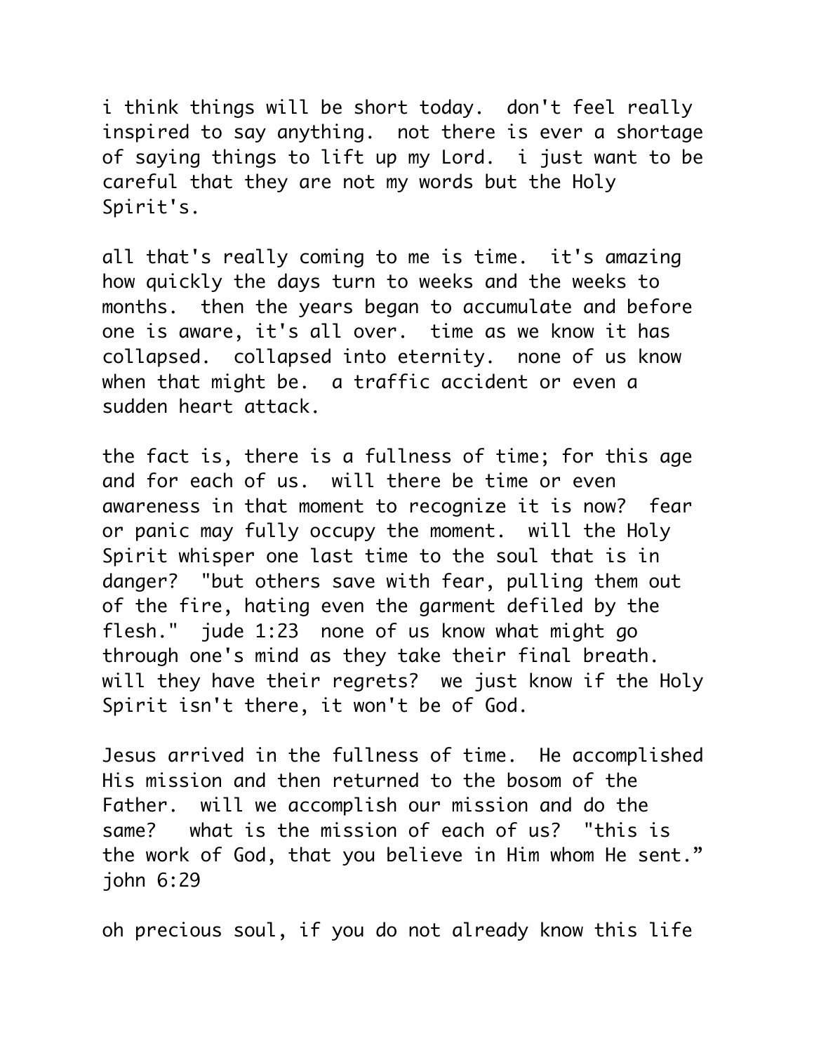i think things will be short today.  don't feel really inspired to say anything.  not there is ever a shortage of saying things to lift up my Lord.  i just want to be careful that they are not my words but the Holy Spirit's.

all that's really coming to me is time.  it's amazing how quickly the days turn to weeks and the weeks to months.  then the years began to accumulate and before one is aware, it's all over.  time as we know it has collapsed.  collapsed into eternity.  none of us know when that might be.  a traffic accident or even a sudden heart attack.

the fact is, there is a fullness of time; for this age and for each of us.  will there be time or even awareness in that moment to recognize it is now?  fear or panic may fully occupy the moment.  will the Holy Spirit whisper one last time to the soul that is in danger?  "but others save with fear, pulling them out of the fire, hating even the garment defiled by the flesh."  jude 1:23  none of us know what might go through one's mind as they take their final breath.  will they have their regrets?  we just know if the Holy Spirit isn't there, it won't be of God.

Jesus arrived in the fullness of time.  He accomplished His mission and then returned to the bosom of the Father.  will we accomplish our mission and do the same?   what is the mission of each of us?  "this is the work of God, that you believe in Him whom He sent." john 6:29

oh precious soul, if you do not already know this life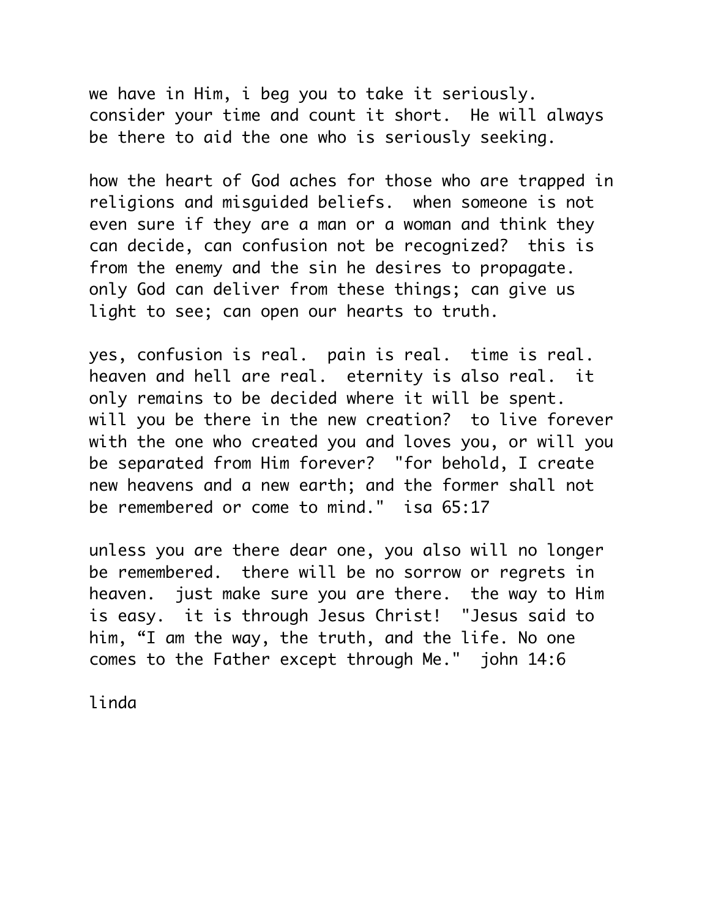we have in Him, i beg you to take it seriously. consider your time and count it short. He will always be there to aid the one who is seriously seeking.

how the heart of God aches for those who are trapped in religions and misguided beliefs. when someone is not even sure if they are a man or a woman and think they can decide, can confusion not be recognized? this is from the enemy and the sin he desires to propagate. only God can deliver from these things; can give us light to see; can open our hearts to truth.

yes, confusion is real. pain is real. time is real. heaven and hell are real. eternity is also real. it only remains to be decided where it will be spent. will you be there in the new creation? to live forever with the one who created you and loves you, or will you be separated from Him forever? "for behold, I create new heavens and a new earth; and the former shall not be remembered or come to mind." isa 65:17

unless you are there dear one, you also will no longer be remembered. there will be no sorrow or regrets in heaven. just make sure you are there. the way to Him is easy. it is through Jesus Christ! "Jesus said to him, “I am the way, the truth, and the life. No one comes to the Father except through Me." john 14:6

linda